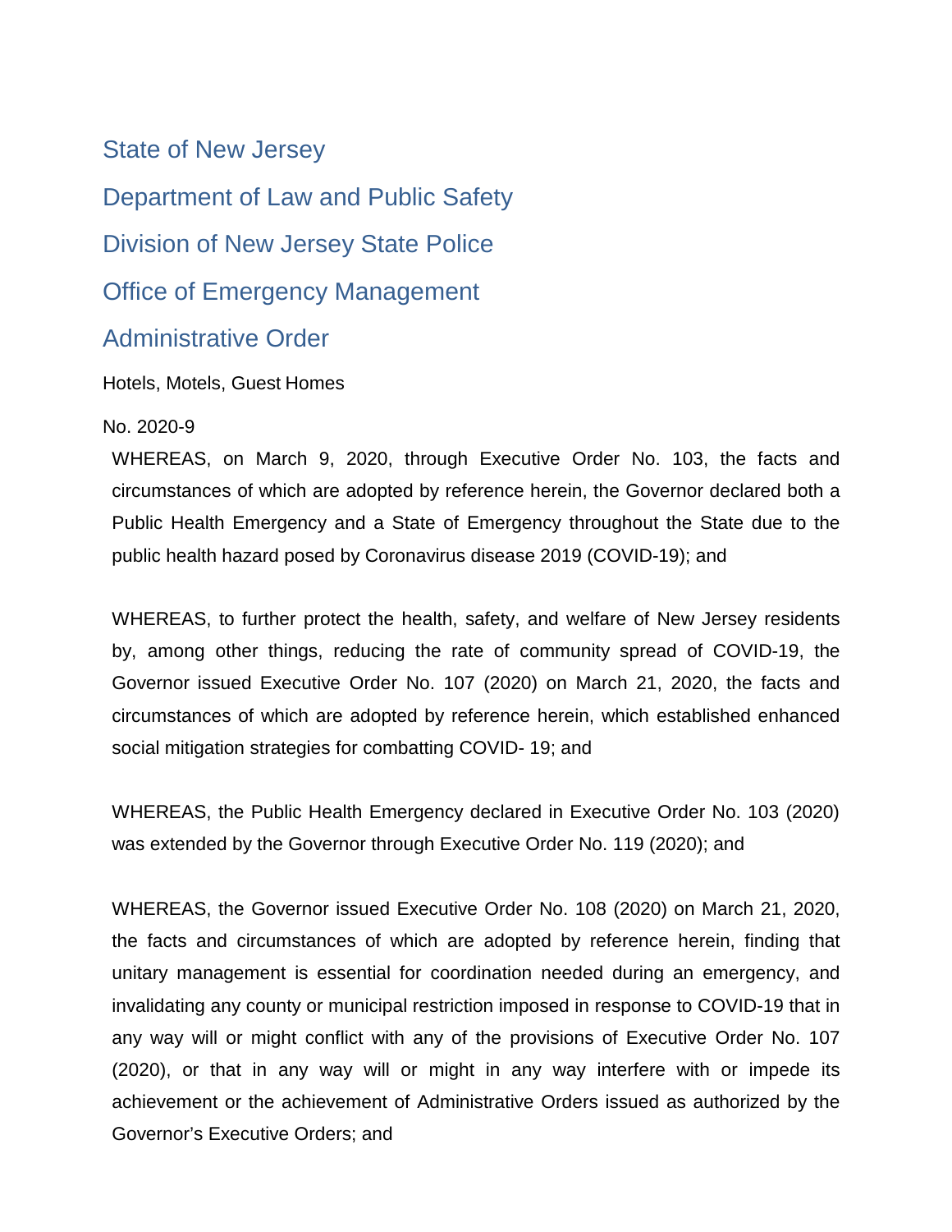# State of New Jersey

# Department of Law and Public Safety

# Division of New Jersey State Police

# Office of Emergency Management

# Administrative Order

Hotels, Motels, Guest Homes

No. 2020-9

WHEREAS, on March 9, 2020, through Executive Order No. 103, the facts and circumstances of which are adopted by reference herein, the Governor declared both a Public Health Emergency and a State of Emergency throughout the State due to the public health hazard posed by Coronavirus disease 2019 (COVID-19); and

WHEREAS, to further protect the health, safety, and welfare of New Jersey residents by, among other things, reducing the rate of community spread of COVID-19, the Governor issued Executive Order No. 107 (2020) on March 21, 2020, the facts and circumstances of which are adopted by reference herein, which established enhanced social mitigation strategies for combatting COVID- 19; and

WHEREAS, the Public Health Emergency declared in Executive Order No. 103 (2020) was extended by the Governor through Executive Order No. 119 (2020); and

WHEREAS, the Governor issued Executive Order No. 108 (2020) on March 21, 2020, the facts and circumstances of which are adopted by reference herein, finding that unitary management is essential for coordination needed during an emergency, and invalidating any county or municipal restriction imposed in response to COVID-19 that in any way will or might conflict with any of the provisions of Executive Order No. 107 (2020), or that in any way will or might in any way interfere with or impede its achievement or the achievement of Administrative Orders issued as authorized by the Governor's Executive Orders; and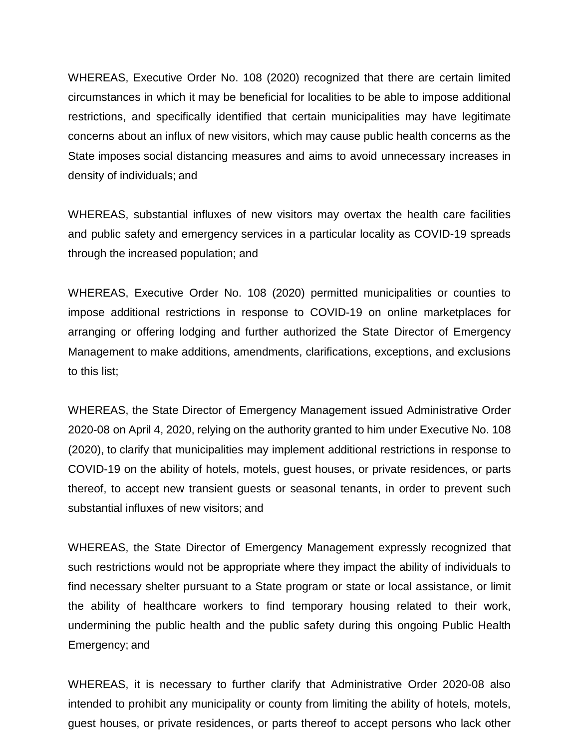WHEREAS, Executive Order No. 108 (2020) recognized that there are certain limited circumstances in which it may be beneficial for localities to be able to impose additional restrictions, and specifically identified that certain municipalities may have legitimate concerns about an influx of new visitors, which may cause public health concerns as the State imposes social distancing measures and aims to avoid unnecessary increases in density of individuals; and

WHEREAS, substantial influxes of new visitors may overtax the health care facilities and public safety and emergency services in a particular locality as COVID-19 spreads through the increased population; and

WHEREAS, Executive Order No. 108 (2020) permitted municipalities or counties to impose additional restrictions in response to COVID-19 on online marketplaces for arranging or offering lodging and further authorized the State Director of Emergency Management to make additions, amendments, clarifications, exceptions, and exclusions to this list;

WHEREAS, the State Director of Emergency Management issued Administrative Order 2020-08 on April 4, 2020, relying on the authority granted to him under Executive No. 108 (2020), to clarify that municipalities may implement additional restrictions in response to COVID-19 on the ability of hotels, motels, guest houses, or private residences, or parts thereof, to accept new transient guests or seasonal tenants, in order to prevent such substantial influxes of new visitors; and

WHEREAS, the State Director of Emergency Management expressly recognized that such restrictions would not be appropriate where they impact the ability of individuals to find necessary shelter pursuant to a State program or state or local assistance, or limit the ability of healthcare workers to find temporary housing related to their work, undermining the public health and the public safety during this ongoing Public Health Emergency; and

WHEREAS, it is necessary to further clarify that Administrative Order 2020-08 also intended to prohibit any municipality or county from limiting the ability of hotels, motels, guest houses, or private residences, or parts thereof to accept persons who lack other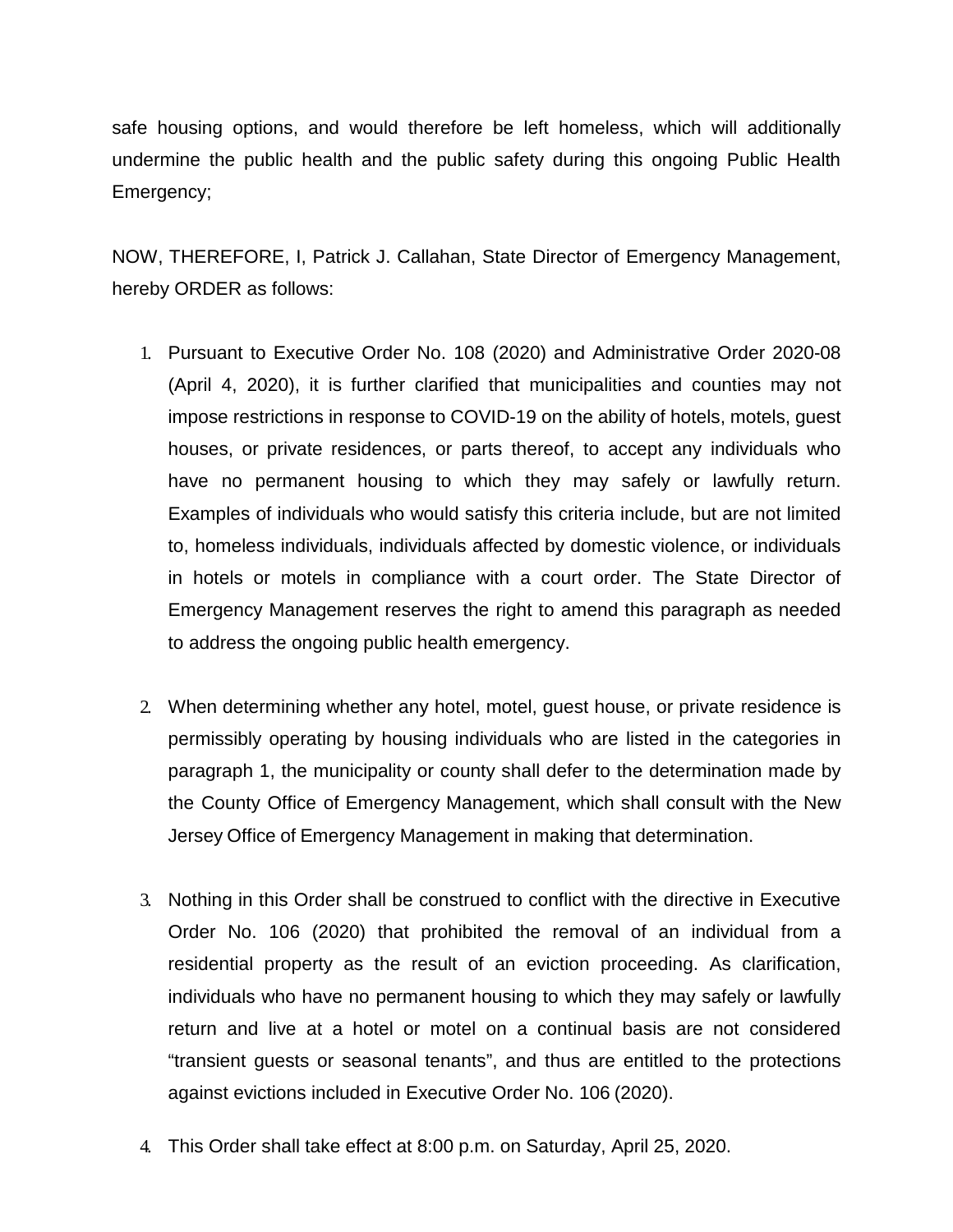safe housing options, and would therefore be left homeless, which will additionally undermine the public health and the public safety during this ongoing Public Health Emergency;

NOW, THEREFORE, I, Patrick J. Callahan, State Director of Emergency Management, hereby ORDER as follows:

1. Pursuant to Executive Order No. 108 (2020) and Administrative Order 2020-08 (April 4, 2020), it is further clarified that municipalities and counties may not impose restrictions in response to COVID-19 on the ability of hotels, motels, guest houses, or private residences, or parts thereof, to accept any individuals who have no permanent housing to which they may safely or lawfully return. Examples of individuals who would satisfy this criteria include, but are not limited to, homeless individuals, individuals affected by domestic violence, or individuals in hotels or motels in compliance with a court order. The State Director of Emergency Management reserves the right to amend this paragraph as needed to address the ongoing public health emergency.

2. When determining whether any hotel, motel, guest house, or private residence is permissibly operating by housing individuals who are listed in the categories in paragraph 1, the municipality or county shall defer to the determination made by the County Office of Emergency Management, which shall consult with the New Jersey Office of Emergency Management in making that determination.

3. Nothing in this Order shall be construed to conflict with the directive in Executive Order No. 106 (2020) that prohibited the removal of an individual from a residential property as the result of an eviction proceeding. As clarification, individuals who have no permanent housing to which they may safely or lawfully return and live at a hotel or motel on a continual basis are not considered "transient guests or seasonal tenants", and thus are entitled to the protections against evictions included in Executive Order No. 106 (2020).

4. This Order shall take effect at 8:00 p.m. on Saturday, April 25, 2020.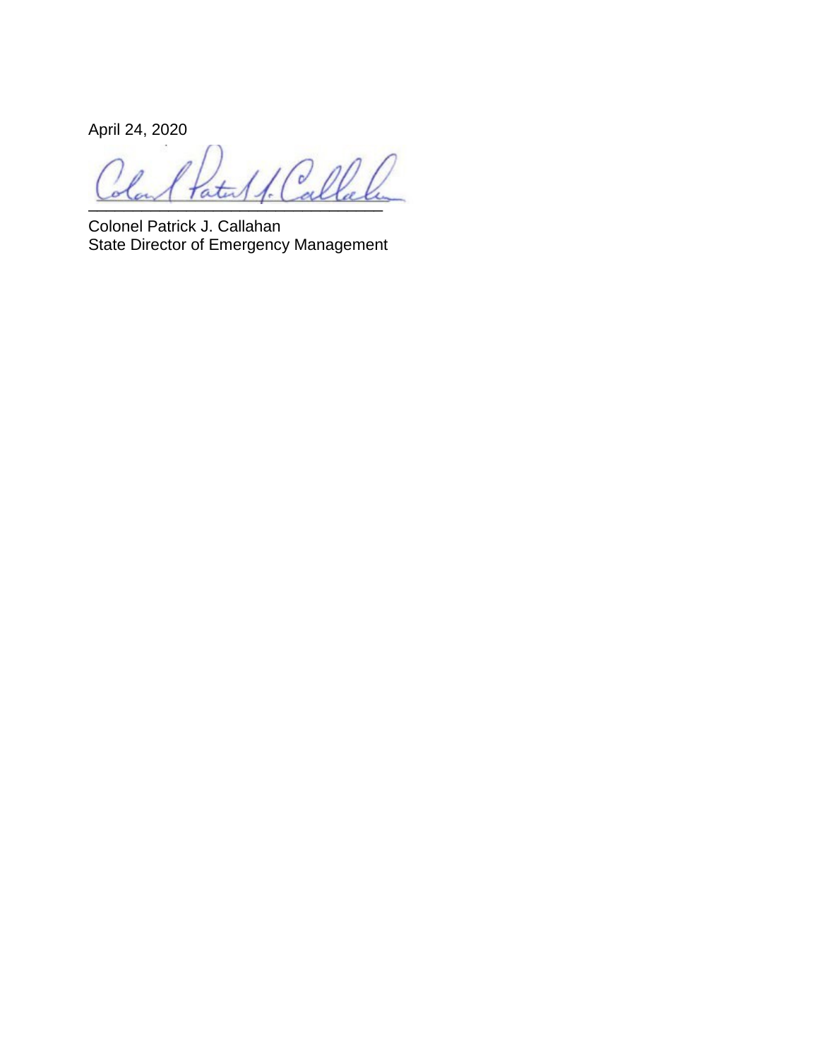April 24, 2020

\_\_\_\_\_\_\_\_\_\_\_\_\_\_\_\_\_\_\_\_\_\_\_\_\_\_\_\_\_\_\_\_\_\_\_\_

Colonel Patrick J. Callahan
State Director of Emergency Management